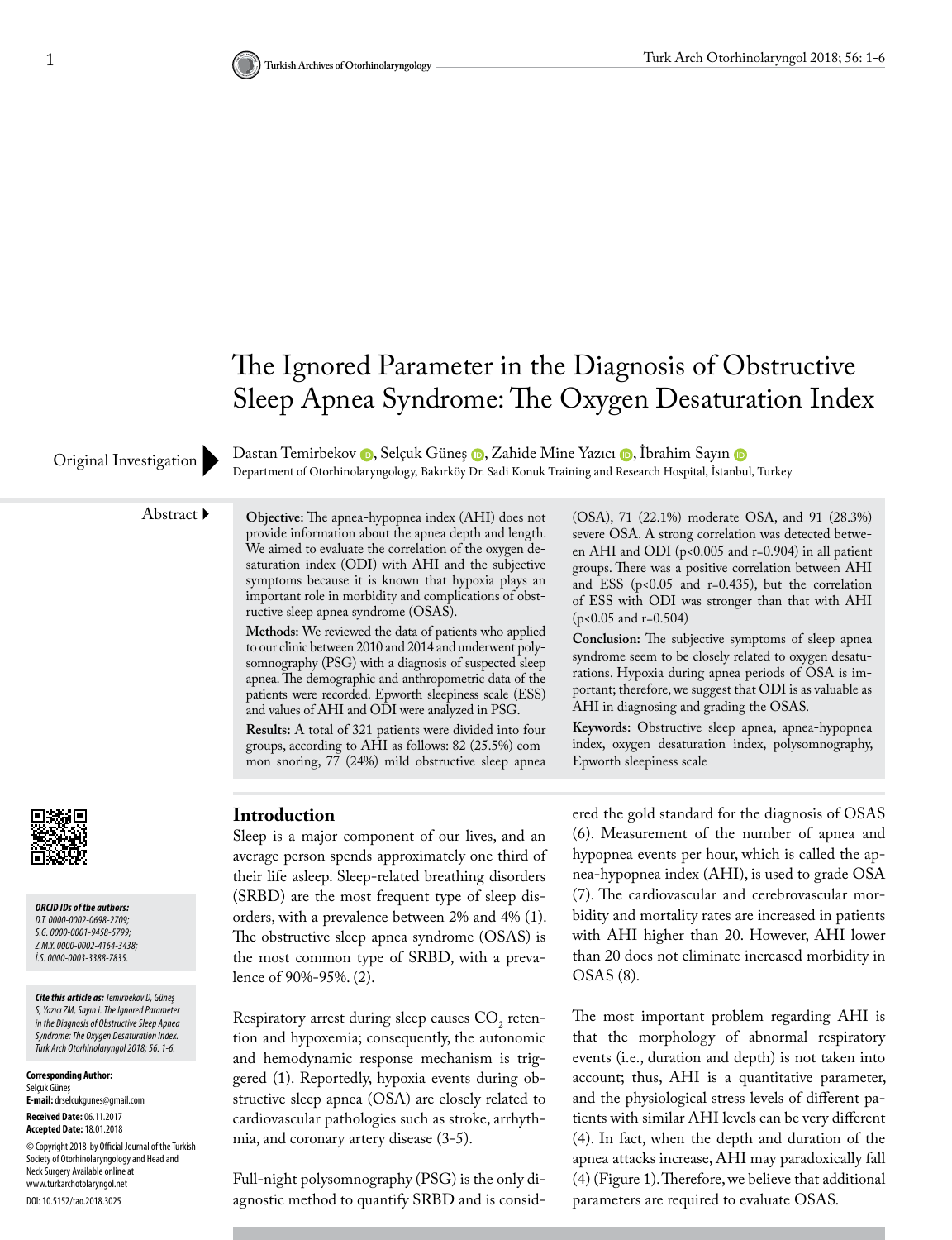# The Ignored Parameter in the Diagnosis of Obstructive Sleep Apnea Syndrome: The Oxygen Desaturation Index

Original Investigation

Dastan Temirbekov, Selçuk Güneş, Zahide Mine Yazıcı, İbrahim Sayın

Department of Otorhinolaryngology, Bakırköy Dr. Sadi Konuk Training and Research Hospital, İstanbul, Turkey

## Abstract

**Objective:** The apnea-hypopnea index (AHI) does not provide information about the apnea depth and length. We aimed to evaluate the correlation of the oxygen desaturation index (ODI) with AHI and the subjective symptoms because it is known that hypoxia plays an important role in morbidity and complications of obstructive sleep apnea syndrome (OSAS).

**Methods:** We reviewed the data of patients who applied to our clinic between 2010 and 2014 and underwent polysomnography (PSG) with a diagnosis of suspected sleep apnea. The demographic and anthropometric data of the patients were recorded. Epworth sleepiness scale (ESS) and values of AHI and ODI were analyzed in PSG.

**Results:** A total of 321 patients were divided into four groups, according to AHI as follows: 82 (25.5%) common snoring, 77 (24%) mild obstructive sleep apnea (OSA), 71 (22.1%) moderate OSA, and 91 (28.3%) severe OSA. A strong correlation was detected between AHI and ODI ($p<0.005$ and $r=0.904$) in all patient groups. There was a positive correlation between AHI and ESS ($p<0.05$ and $r=0.435$), but the correlation of ESS with ODI was stronger than that with AHI ($p<0.05$ and $r=0.504$)

**Conclusion:** The subjective symptoms of sleep apnea syndrome seem to be closely related to oxygen desaturations. Hypoxia during apnea periods of OSA is important; therefore, we suggest that ODI is as valuable as AHI in diagnosing and grading the OSAS.

**Keywords:** Obstructive sleep apnea, apnea-hypopnea index, oxygen desaturation index, polysomnography, Epworth sleepiness scale

*ORCID IDs of the authors:*
*D.T. 0000-0002-0698-2709;*
*S.G. 0000-0001-9458-5799;*
*Z.M.Y. 0000-0002-4164-3438;*
*İ.S. 0000-0003-3388-7835.*

***Cite this article as:** Temirbekov D, Güneş S, Yazıcı ZM, Sayın i. The Ignored Parameter in the Diagnosis of Obstructive Sleep Apnea Syndrome: The Oxygen Desaturation Index. Turk Arch Otorhinolaryngol 2018; 56: 1-6.*

**Corresponding Author:**
Selçuk Güneş
**E-mail:** drselcukgunes@gmail.com

**Received Date:** 06.11.2017
**Accepted Date:** 18.01.2018

© Copyright 2018 by Official Journal of the Turkish Society of Otorhinolaryngology and Head and Neck Surgery Available online at www.turkarchotolaryngol.net

DOI: 10.5152/tao.2018.3025

## Introduction

Sleep is a major component of our lives, and an average person spends approximately one third of their life asleep. Sleep-related breathing disorders (SRBD) are the most frequent type of sleep disorders, with a prevalence between 2% and 4% (1). The obstructive sleep apnea syndrome (OSAS) is the most common type of SRBD, with a prevalence of 90%-95%. (2).

Respiratory arrest during sleep causes $CO_2$ retention and hypoxemia; consequently, the autonomic and hemodynamic response mechanism is triggered (1). Reportedly, hypoxia events during obstructive sleep apnea (OSA) are closely related to cardiovascular pathologies such as stroke, arrhythmia, and coronary artery disease (3-5).

Full-night polysomnography (PSG) is the only diagnostic method to quantify SRBD and is considered the gold standard for the diagnosis of OSAS (6). Measurement of the number of apnea and hypopnea events per hour, which is called the apnea-hypopnea index (AHI), is used to grade OSA (7). The cardiovascular and cerebrovascular morbidity and mortality rates are increased in patients with AHI higher than 20. However, AHI lower than 20 does not eliminate increased morbidity in OSAS (8).

The most important problem regarding AHI is that the morphology of abnormal respiratory events (i.e., duration and depth) is not taken into account; thus, AHI is a quantitative parameter, and the physiological stress levels of different patients with similar AHI levels can be very different (4). In fact, when the depth and duration of the apnea attacks increase, AHI may paradoxically fall (4) (Figure 1). Therefore, we believe that additional parameters are required to evaluate OSAS.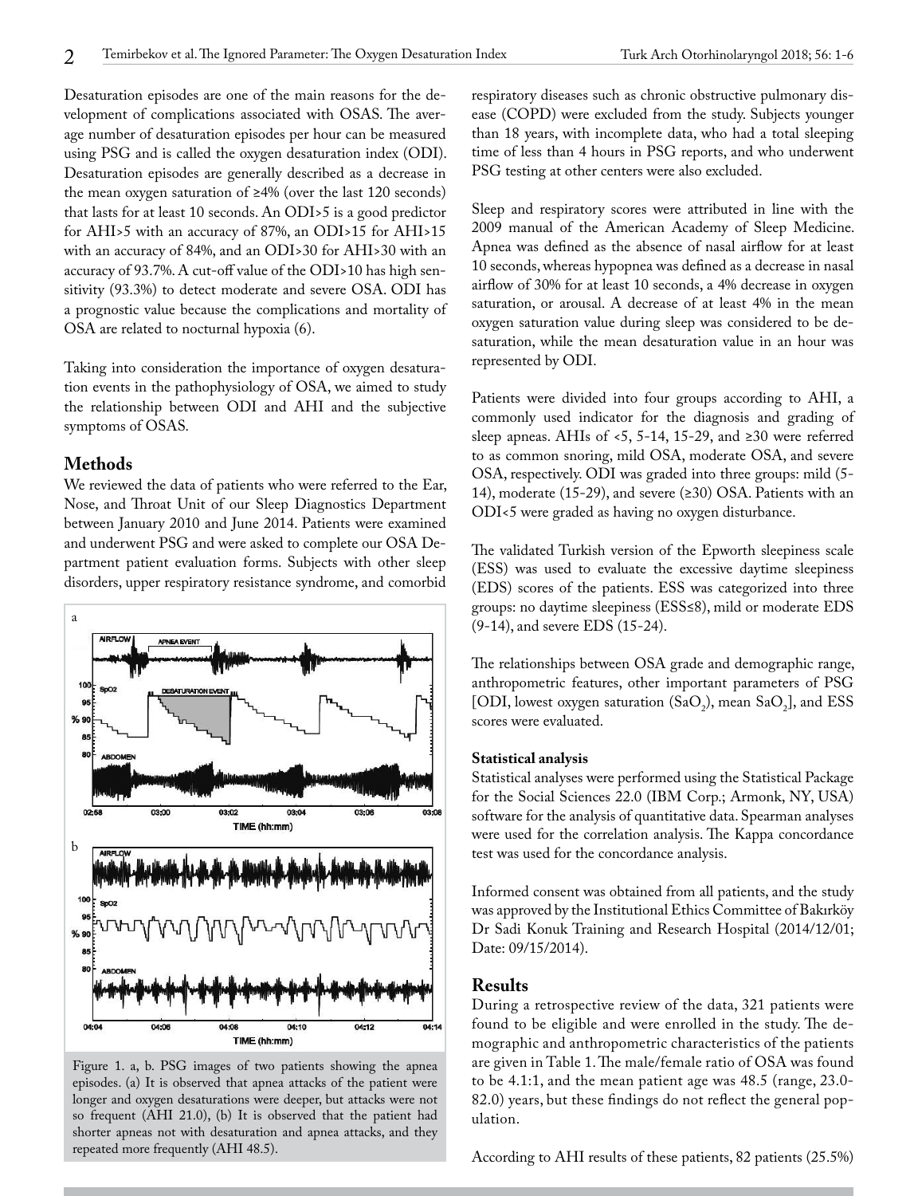Desaturation episodes are one of the main reasons for the development of complications associated with OSAS. The average number of desaturation episodes per hour can be measured using PSG and is called the oxygen desaturation index (ODI). Desaturation episodes are generally described as a decrease in the mean oxygen saturation of ≥4% (over the last 120 seconds) that lasts for at least 10 seconds. An ODI>5 is a good predictor for AHI>5 with an accuracy of 87%, an ODI>15 for AHI>15 with an accuracy of 84%, and an ODI>30 for AHI>30 with an accuracy of 93.7%. A cut-off value of the ODI>10 has high sensitivity (93.3%) to detect moderate and severe OSA. ODI has a prognostic value because the complications and mortality of OSA are related to nocturnal hypoxia (6).

Taking into consideration the importance of oxygen desaturation events in the pathophysiology of OSA, we aimed to study the relationship between ODI and AHI and the subjective symptoms of OSAS.

## Methods

We reviewed the data of patients who were referred to the Ear, Nose, and Throat Unit of our Sleep Diagnostics Department between January 2010 and June 2014. Patients were examined and underwent PSG and were asked to complete our OSA Department patient evaluation forms. Subjects with other sleep disorders, upper respiratory resistance syndrome, and comorbid respiratory diseases such as chronic obstructive pulmonary disease (COPD) were excluded from the study. Subjects younger than 18 years, with incomplete data, who had a total sleeping time of less than 4 hours in PSG reports, and who underwent PSG testing at other centers were also excluded.

Figure 1. a, b. PSG images of two patients showing the apnea episodes. (a) It is observed that apnea attacks of the patient were longer and oxygen desaturations were deeper, but attacks were not so frequent (AHI 21.0), (b) It is observed that the patient had shorter apneas not with desaturation and apnea attacks, and they repeated more frequently (AHI 48.5).

Sleep and respiratory scores were attributed in line with the 2009 manual of the American Academy of Sleep Medicine. Apnea was defined as the absence of nasal airflow for at least 10 seconds, whereas hypopnea was defined as a decrease in nasal airflow of 30% for at least 10 seconds, a 4% decrease in oxygen saturation, or arousal. A decrease of at least 4% in the mean oxygen saturation value during sleep was considered to be desaturation, while the mean desaturation value in an hour was represented by ODI.

Patients were divided into four groups according to AHI, a commonly used indicator for the diagnosis and grading of sleep apneas. AHIs of <5, 5-14, 15-29, and ≥30 were referred to as common snoring, mild OSA, moderate OSA, and severe OSA, respectively. ODI was graded into three groups: mild (5-14), moderate (15-29), and severe (≥30) OSA. Patients with an ODI<5 were graded as having no oxygen disturbance.

The validated Turkish version of the Epworth sleepiness scale (ESS) was used to evaluate the excessive daytime sleepiness (EDS) scores of the patients. ESS was categorized into three groups: no daytime sleepiness (ESS≤8), mild or moderate EDS (9-14), and severe EDS (15-24).

The relationships between OSA grade and demographic range, anthropometric features, other important parameters of PSG [ODI, lowest oxygen saturation ($SaO_2$), mean $SaO_2$], and ESS scores were evaluated.

### Statistical analysis

Statistical analyses were performed using the Statistical Package for the Social Sciences 22.0 (IBM Corp.; Armonk, NY, USA) software for the analysis of quantitative data. Spearman analyses were used for the correlation analysis. The Kappa concordance test was used for the concordance analysis.

Informed consent was obtained from all patients, and the study was approved by the Institutional Ethics Committee of Bakırköy Dr Sadi Konuk Training and Research Hospital (2014/12/01; Date: 09/15/2014).

## Results

During a retrospective review of the data, 321 patients were found to be eligible and were enrolled in the study. The demographic and anthropometric characteristics of the patients are given in Table 1. The male/female ratio of OSA was found to be 4.1:1, and the mean patient age was 48.5 (range, 23.0-82.0) years, but these findings do not reflect the general population.

According to AHI results of these patients, 82 patients (25.5%)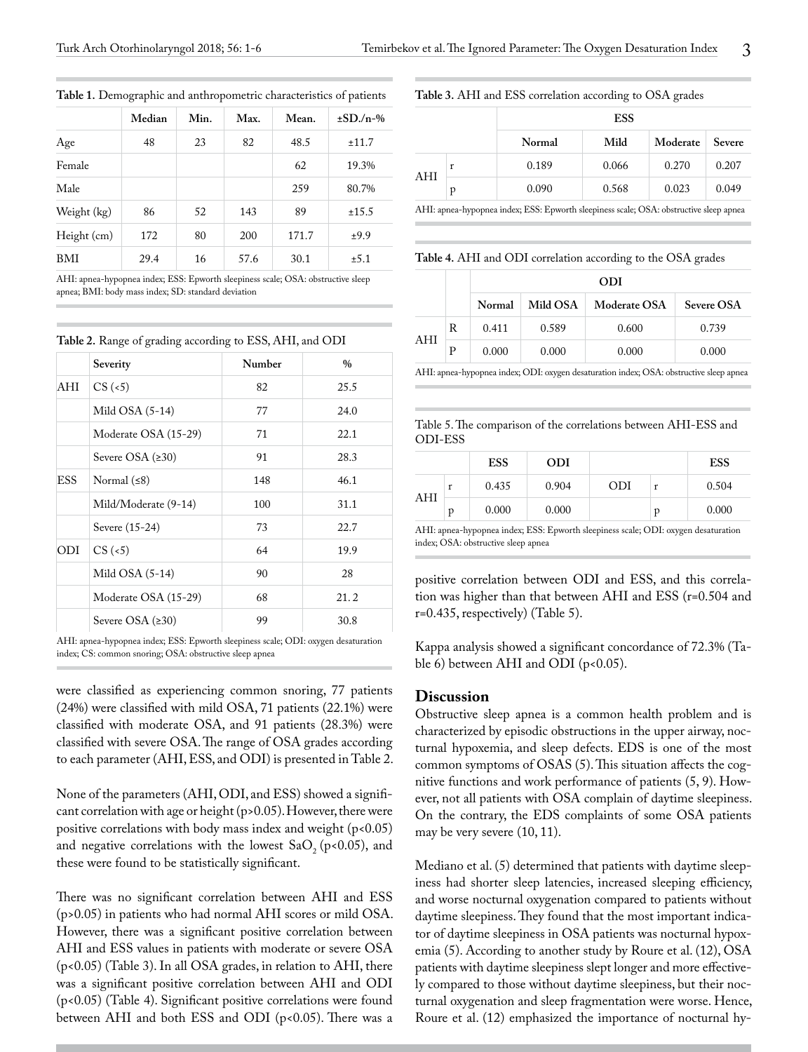**Table 1.** Demographic and anthropometric characteristics of patients

| | Median | Min. | Max. | Mean. | ±SD./n-% |
|---|---|---|---|---|---|
| Age | 48 | 23 | 82 | 48.5 | ±11.7 |
| Female | | | | 62 | 19.3% |
| Male | | | | 259 | 80.7% |
| Weight (kg) | 86 | 52 | 143 | 89 | ±15.5 |
| Height (cm) | 172 | 80 | 200 | 171.7 | ±9.9 |
| BMI | 29.4 | 16 | 57.6 | 30.1 | ±5.1 |

AHI: apnea-hypopnea index; ESS: Epworth sleepiness scale; OSA: obstructive sleep apnea; BMI: body mass index; SD: standard deviation

**Table 2.** Range of grading according to ESS, AHI, and ODI

| | Severity | Number | % |
|---|---|---|---|
| AHI | CS (<5) | 82 | 25.5 |
| | Mild OSA (5-14) | 77 | 24.0 |
| | Moderate OSA (15-29) | 71 | 22.1 |
| | Severe OSA (≥30) | 91 | 28.3 |
| ESS | Normal (≤8) | 148 | 46.1 |
| | Mild/Moderate (9-14) | 100 | 31.1 |
| | Severe (15-24) | 73 | 22.7 |
| ODI | CS (<5) | 64 | 19.9 |
| | Mild OSA (5-14) | 90 | 28 |
| | Moderate OSA (15-29) | 68 | 21. 2 |
| | Severe OSA (≥30) | 99 | 30.8 |

AHI: apnea-hypopnea index; ESS: Epworth sleepiness scale; ODI: oxygen desaturation index; CS: common snoring; OSA: obstructive sleep apnea

were classified as experiencing common snoring, 77 patients (24%) were classified with mild OSA, 71 patients (22.1%) were classified with moderate OSA, and 91 patients (28.3%) were classified with severe OSA. The range of OSA grades according to each parameter (AHI, ESS, and ODI) is presented in Table 2.

None of the parameters (AHI, ODI, and ESS) showed a significant correlation with age or height ($p>0.05$). However, there were positive correlations with body mass index and weight ($p<0.05$) and negative correlations with the lowest $SaO_2$ ($p<0.05$), and these were found to be statistically significant.

There was no significant correlation between AHI and ESS ($p>0.05$) in patients who had normal AHI scores or mild OSA. However, there was a significant positive correlation between AHI and ESS values in patients with moderate or severe OSA ($p<0.05$) (Table 3). In all OSA grades, in relation to AHI, there was a significant positive correlation between AHI and ODI ($p<0.05$) (Table 4). Significant positive correlations were found between AHI and both ESS and ODI ($p<0.05$). There was a positive correlation between ODI and ESS, and this correlation was higher than that between AHI and ESS ($r=0.504$ and $r=0.435$, respectively) (Table 5).

**Table 3.** AHI and ESS correlation according to OSA grades

| | | ESS | | | |
|---|---|---|---|---|---|
| | | Normal | Mild | Moderate | Severe |
| AHI | r | 0.189 | 0.066 | 0.270 | 0.207 |
| | p | 0.090 | 0.568 | 0.023 | 0.049 |

AHI: apnea-hypopnea index; ESS: Epworth sleepiness scale; OSA: obstructive sleep apnea

**Table 4.** AHI and ODI correlation according to the OSA grades

| | | ODI | | | |
|---|---|---|---|---|---|
| | | Normal | Mild OSA | Moderate OSA | Severe OSA |
| AHI | R | 0.411 | 0.589 | 0.600 | 0.739 |
| | P | 0.000 | 0.000 | 0.000 | 0.000 |

AHI: apnea-hypopnea index; ODI: oxygen desaturation index; OSA: obstructive sleep apnea

Table 5. The comparison of the correlations between AHI-ESS and ODI-ESS

| | | ESS | ODI | | | ESS |
|---|---|---|---|---|---|---|
| AHI | r | 0.435 | 0.904 | ODI | r | 0.504 |
| | p | 0.000 | 0.000 | | p | 0.000 |

AHI: apnea-hypopnea index; ESS: Epworth sleepiness scale; ODI: oxygen desaturation index; OSA: obstructive sleep apnea

Kappa analysis showed a significant concordance of 72.3% (Table 6) between AHI and ODI ($p<0.05$).

## Discussion

Obstructive sleep apnea is a common health problem and is characterized by episodic obstructions in the upper airway, nocturnal hypoxemia, and sleep defects. EDS is one of the most common symptoms of OSAS (5). This situation affects the cognitive functions and work performance of patients (5, 9). However, not all patients with OSA complain of daytime sleepiness. On the contrary, the EDS complaints of some OSA patients may be very severe (10, 11).

Mediano et al. (5) determined that patients with daytime sleepiness had shorter sleep latencies, increased sleeping efficiency, and worse nocturnal oxygenation compared to patients without daytime sleepiness. They found that the most important indicator of daytime sleepiness in OSA patients was nocturnal hypoxemia (5). According to another study by Roure et al. (12), OSA patients with daytime sleepiness slept longer and more effectively compared to those without daytime sleepiness, but their nocturnal oxygenation and sleep fragmentation were worse. Hence, Roure et al. (12) emphasized the importance of nocturnal hy-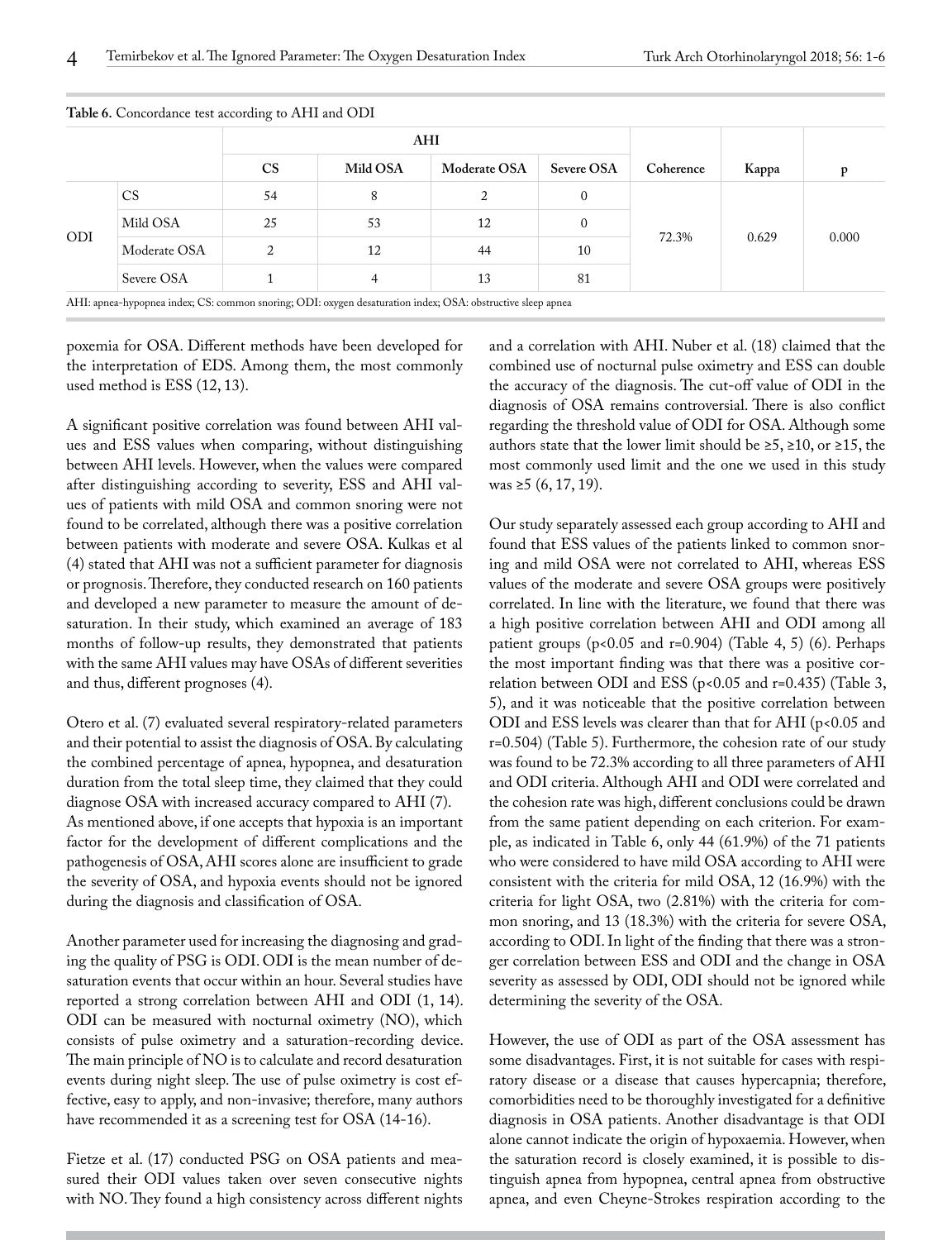**Table 6.** Concordance test according to AHI and ODI

| | | AHI | | | | Coherence | Kappa | p |
|---|---|---|---|---|---|---|---|---|
| | | CS | Mild OSA | Moderate OSA | Severe OSA | | | |
| ODI | CS | 54 | 8 | 2 | 0 | 72.3% | 0.629 | 0.000 |
| | Mild OSA | 25 | 53 | 12 | 0 | | | |
| | Moderate OSA | 2 | 12 | 44 | 10 | | | |
| | Severe OSA | 1 | 4 | 13 | 81 | | | |

AHI: apnea-hypopnea index; CS: common snoring; ODI: oxygen desaturation index; OSA: obstructive sleep apnea

poxemia for OSA. Different methods have been developed for the interpretation of EDS. Among them, the most commonly used method is ESS (12, 13).

A significant positive correlation was found between AHI values and ESS values when comparing, without distinguishing between AHI levels. However, when the values were compared after distinguishing according to severity, ESS and AHI values of patients with mild OSA and common snoring were not found to be correlated, although there was a positive correlation between patients with moderate and severe OSA. Kulkas et al (4) stated that AHI was not a sufficient parameter for diagnosis or prognosis. Therefore, they conducted research on 160 patients and developed a new parameter to measure the amount of desaturation. In their study, which examined an average of 183 months of follow-up results, they demonstrated that patients with the same AHI values may have OSAs of different severities and thus, different prognoses (4).

Otero et al. (7) evaluated several respiratory-related parameters and their potential to assist the diagnosis of OSA. By calculating the combined percentage of apnea, hypopnea, and desaturation duration from the total sleep time, they claimed that they could diagnose OSA with increased accuracy compared to AHI (7).
As mentioned above, if one accepts that hypoxia is an important factor for the development of different complications and the pathogenesis of OSA, AHI scores alone are insufficient to grade the severity of OSA, and hypoxia events should not be ignored during the diagnosis and classification of OSA.

Another parameter used for increasing the diagnosing and grading the quality of PSG is ODI. ODI is the mean number of desaturation events that occur within an hour. Several studies have reported a strong correlation between AHI and ODI (1, 14). ODI can be measured with nocturnal oximetry (NO), which consists of pulse oximetry and a saturation-recording device. The main principle of NO is to calculate and record desaturation events during night sleep. The use of pulse oximetry is cost effective, easy to apply, and non-invasive; therefore, many authors have recommended it as a screening test for OSA (14-16).

Fietze et al. (17) conducted PSG on OSA patients and measured their ODI values taken over seven consecutive nights with NO. They found a high consistency across different nights and a correlation with AHI. Nuber et al. (18) claimed that the combined use of nocturnal pulse oximetry and ESS can double the accuracy of the diagnosis. The cut-off value of ODI in the diagnosis of OSA remains controversial. There is also conflict regarding the threshold value of ODI for OSA. Although some authors state that the lower limit should be ≥5, ≥10, or ≥15, the most commonly used limit and the one we used in this study was ≥5 (6, 17, 19).

Our study separately assessed each group according to AHI and found that ESS values of the patients linked to common snoring and mild OSA were not correlated to AHI, whereas ESS values of the moderate and severe OSA groups were positively correlated. In line with the literature, we found that there was a high positive correlation between AHI and ODI among all patient groups ($p<0.05$ and $r=0.904$) (Table 4, 5) (6). Perhaps the most important finding was that there was a positive correlation between ODI and ESS ($p<0.05$ and $r=0.435$) (Table 3, 5), and it was noticeable that the positive correlation between ODI and ESS levels was clearer than that for AHI ($p<0.05$ and $r=0.504$) (Table 5). Furthermore, the cohesion rate of our study was found to be 72.3% according to all three parameters of AHI and ODI criteria. Although AHI and ODI were correlated and the cohesion rate was high, different conclusions could be drawn from the same patient depending on each criterion. For example, as indicated in Table 6, only 44 (61.9%) of the 71 patients who were considered to have mild OSA according to AHI were consistent with the criteria for mild OSA, 12 (16.9%) with the criteria for light OSA, two (2.81%) with the criteria for common snoring, and 13 (18.3%) with the criteria for severe OSA, according to ODI. In light of the finding that there was a stronger correlation between ESS and ODI and the change in OSA severity as assessed by ODI, ODI should not be ignored while determining the severity of the OSA.

However, the use of ODI as part of the OSA assessment has some disadvantages. First, it is not suitable for cases with respiratory disease or a disease that causes hypercapnia; therefore, comorbidities need to be thoroughly investigated for a definitive diagnosis in OSA patients. Another disadvantage is that ODI alone cannot indicate the origin of hypoxaemia. However, when the saturation record is closely examined, it is possible to distinguish apnea from hypopnea, central apnea from obstructive apnea, and even Cheyne-Strokes respiration according to the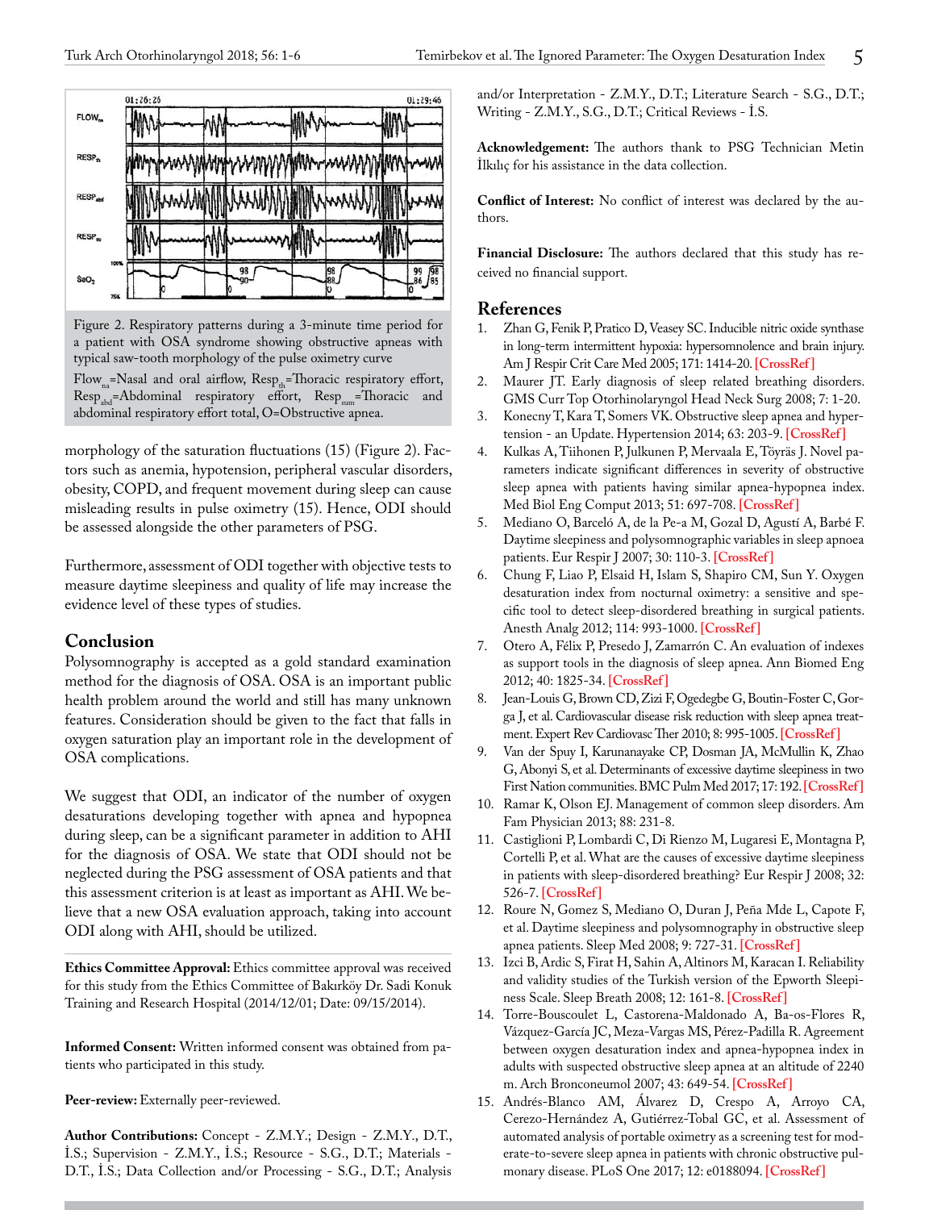Figure 2. Respiratory patterns during a 3-minute time period for a patient with OSA syndrome showing obstructive apneas with typical saw-tooth morphology of the pulse oximetry curve

$Flow_{na}$=Nasal and oral airflow, $Resp_{th}$=Thoracic respiratory effort, $Resp_{abd}$=Abdominal respiratory effort, $Resp_{sum}$=Thoracic and abdominal respiratory effort total, O=Obstructive apnea.

morphology of the saturation fluctuations (15) (Figure 2). Factors such as anemia, hypotension, peripheral vascular disorders, obesity, COPD, and frequent movement during sleep can cause misleading results in pulse oximetry (15). Hence, ODI should be assessed alongside the other parameters of PSG.

Furthermore, assessment of ODI together with objective tests to measure daytime sleepiness and quality of life may increase the evidence level of these types of studies.

## Conclusion

Polysomnography is accepted as a gold standard examination method for the diagnosis of OSA. OSA is an important public health problem around the world and still has many unknown features. Consideration should be given to the fact that falls in oxygen saturation play an important role in the development of OSA complications.

We suggest that ODI, an indicator of the number of oxygen desaturations developing together with apnea and hypopnea during sleep, can be a significant parameter in addition to AHI for the diagnosis of OSA. We state that ODI should not be neglected during the PSG assessment of OSA patients and that this assessment criterion is at least as important as AHI. We believe that a new OSA evaluation approach, taking into account ODI along with AHI, should be utilized.

**Ethics Committee Approval:** Ethics committee approval was received for this study from the Ethics Committee of Bakırköy Dr. Sadi Konuk Training and Research Hospital (2014/12/01; Date: 09/15/2014).

**Informed Consent:** Written informed consent was obtained from patients who participated in this study.

**Peer-review:** Externally peer-reviewed.

**Author Contributions:** Concept - Z.M.Y.; Design - Z.M.Y., D.T., İ.S.; Supervision - Z.M.Y., İ.S.; Resource - S.G., D.T.; Materials - D.T., İ.S.; Data Collection and/or Processing - S.G., D.T.; Analysis and/or Interpretation - Z.M.Y., D.T.; Literature Search - S.G., D.T.; Writing - Z.M.Y., S.G., D.T.; Critical Reviews - İ.S.

**Acknowledgement:** The authors thank to PSG Technician Metin İlkılıç for his assistance in the data collection.

**Conflict of Interest:** No conflict of interest was declared by the authors.

**Financial Disclosure:** The authors declared that this study has received no financial support.

## References

1. Zhan G, Fenik P, Pratico D, Veasey SC. Inducible nitric oxide synthase in long-term intermittent hypoxia: hypersomnolence and brain injury. Am J Respir Crit Care Med 2005; 171: 1414-20. [CrossRef]
2. Maurer JT. Early diagnosis of sleep related breathing disorders. GMS Curr Top Otorhinolaryngol Head Neck Surg 2008; 7: 1-20.
3. Konecny T, Kara T, Somers VK. Obstructive sleep apnea and hypertension - an Update. Hypertension 2014; 63: 203-9. [CrossRef]
4. Kulkas A, Tiihonen P, Julkunen P, Mervaala E, Töyräs J. Novel parameters indicate significant differences in severity of obstructive sleep apnea with patients having similar apnea-hypopnea index. Med Biol Eng Comput 2013; 51: 697-708. [CrossRef]
5. Mediano O, Barceló A, de la Pe-a M, Gozal D, Agustí A, Barbé F. Daytime sleepiness and polysomnographic variables in sleep apnoea patients. Eur Respir J 2007; 30: 110-3. [CrossRef]
6. Chung F, Liao P, Elsaid H, Islam S, Shapiro CM, Sun Y. Oxygen desaturation index from nocturnal oximetry: a sensitive and specific tool to detect sleep-disordered breathing in surgical patients. Anesth Analg 2012; 114: 993-1000. [CrossRef]
7. Otero A, Félix P, Presedo J, Zamarrón C. An evaluation of indexes as support tools in the diagnosis of sleep apnea. Ann Biomed Eng 2012; 40: 1825-34. [CrossRef]
8. Jean-Louis G, Brown CD, Zizi F, Ogedegbe G, Boutin-Foster C, Gorga J, et al. Cardiovascular disease risk reduction with sleep apnea treatment. Expert Rev Cardiovasc Ther 2010; 8: 995-1005. [CrossRef]
9. Van der Spuy I, Karunanayake CP, Dosman JA, McMullin K, Zhao G, Abonyi S, et al. Determinants of excessive daytime sleepiness in two First Nation communities. BMC Pulm Med 2017; 17: 192. [CrossRef]
10. Ramar K, Olson EJ. Management of common sleep disorders. Am Fam Physician 2013; 88: 231-8.
11. Castiglioni P, Lombardi C, Di Rienzo M, Lugaresi E, Montagna P, Cortelli P, et al. What are the causes of excessive daytime sleepiness in patients with sleep-disordered breathing? Eur Respir J 2008; 32: 526-7. [CrossRef]
12. Roure N, Gomez S, Mediano O, Duran J, Peña Mde L, Capote F, et al. Daytime sleepiness and polysomnography in obstructive sleep apnea patients. Sleep Med 2008; 9: 727-31. [CrossRef]
13. Izci B, Ardic S, Firat H, Sahin A, Altinors M, Karacan I. Reliability and validity studies of the Turkish version of the Epworth Sleepiness Scale. Sleep Breath 2008; 12: 161-8. [CrossRef]
14. Torre-Bouscoulet L, Castorena-Maldonado A, Ba-os-Flores R, Vázquez-García JC, Meza-Vargas MS, Pérez-Padilla R. Agreement between oxygen desaturation index and apnea-hypopnea index in adults with suspected obstructive sleep apnea at an altitude of 2240 m. Arch Bronconeumol 2007; 43: 649-54. [CrossRef]
15. Andrés-Blanco AM, Álvarez D, Crespo A, Arroyo CA, Cerezo-Hernández A, Gutiérrez-Tobal GC, et al. Assessment of automated analysis of portable oximetry as a screening test for moderate-to-severe sleep apnea in patients with chronic obstructive pulmonary disease. PLoS One 2017; 12: e0188094. [CrossRef]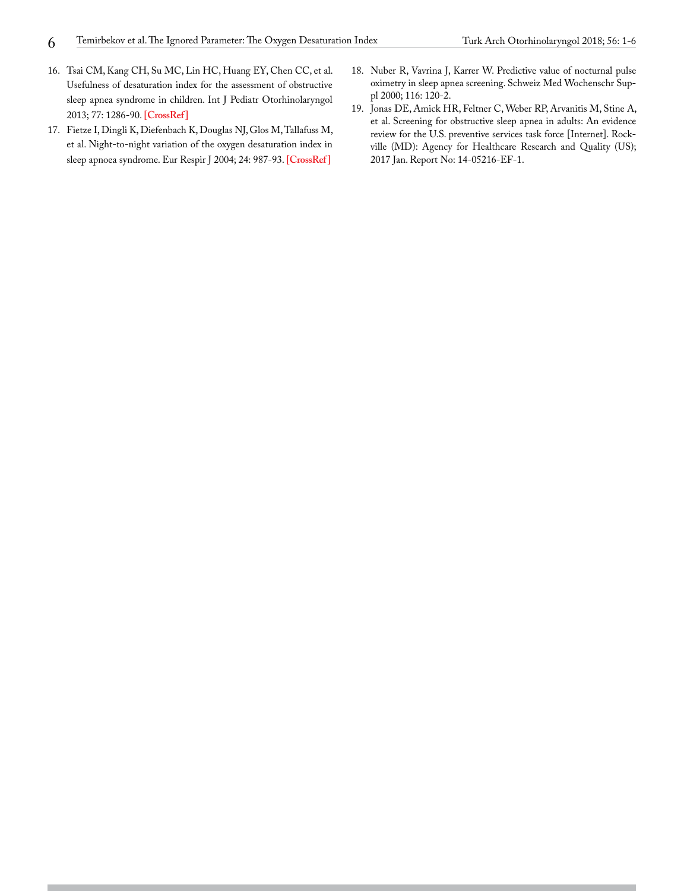16. Tsai CM, Kang CH, Su MC, Lin HC, Huang EY, Chen CC, et al. Usefulness of desaturation index for the assessment of obstructive sleep apnea syndrome in children. Int J Pediatr Otorhinolaryngol 2013; 77: 1286-90. [CrossRef]
17. Fietze I, Dingli K, Diefenbach K, Douglas NJ, Glos M, Tallafuss M, et al. Night-to-night variation of the oxygen desaturation index in sleep apnoea syndrome. Eur Respir J 2004; 24: 987-93. [CrossRef]
18. Nuber R, Vavrina J, Karrer W. Predictive value of nocturnal pulse oximetry in sleep apnea screening. Schweiz Med Wochenschr Suppl 2000; 116: 120-2.
19. Jonas DE, Amick HR, Feltner C, Weber RP, Arvanitis M, Stine A, et al. Screening for obstructive sleep apnea in adults: An evidence review for the U.S. preventive services task force [Internet]. Rockville (MD): Agency for Healthcare Research and Quality (US); 2017 Jan. Report No: 14-05216-EF-1.